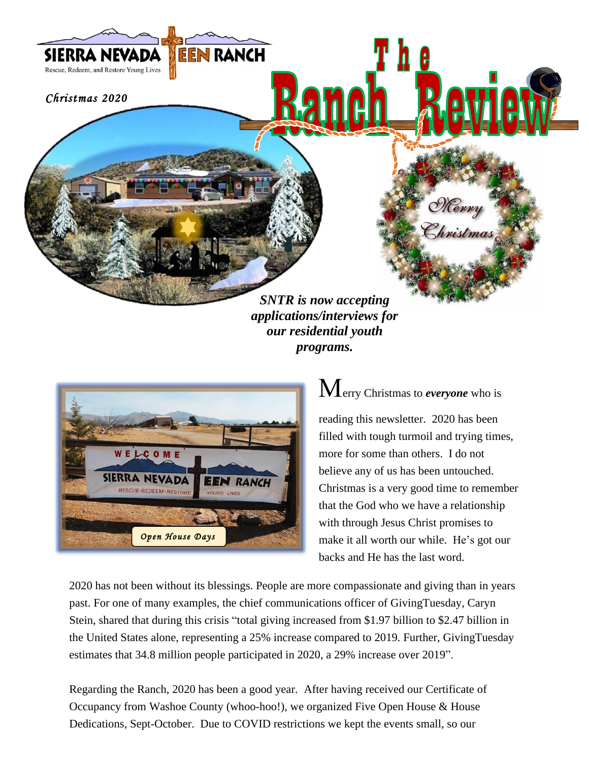SIERRA NEVADA TEEN RANCH

Rescue, Redeem, and Restore Young Lives

*Christmas 2020*

# The Ranch Review

Merry Christmas

***SNTR is now accepting applications/interviews for our residential youth programs.***

Open House Days

Merry Christmas to ***everyone*** who is reading this newsletter. 2020 has been filled with tough turmoil and trying times, more for some than others. I do not believe any of us has been untouched. Christmas is a very good time to remember that the God who we have a relationship with through Jesus Christ promises to make it all worth our while. He's got our backs and He has the last word.

2020 has not been without its blessings. People are more compassionate and giving than in years past. For one of many examples, the chief communications officer of GivingTuesday, Caryn Stein, shared that during this crisis "total giving increased from $1.97 billion to $2.47 billion in the United States alone, representing a 25% increase compared to 2019. Further, GivingTuesday estimates that 34.8 million people participated in 2020, a 29% increase over 2019".

Regarding the Ranch, 2020 has been a good year. After having received our Certificate of Occupancy from Washoe County (whoo-hoo!), we organized Five Open House & House Dedications, Sept-October. Due to COVID restrictions we kept the events small, so our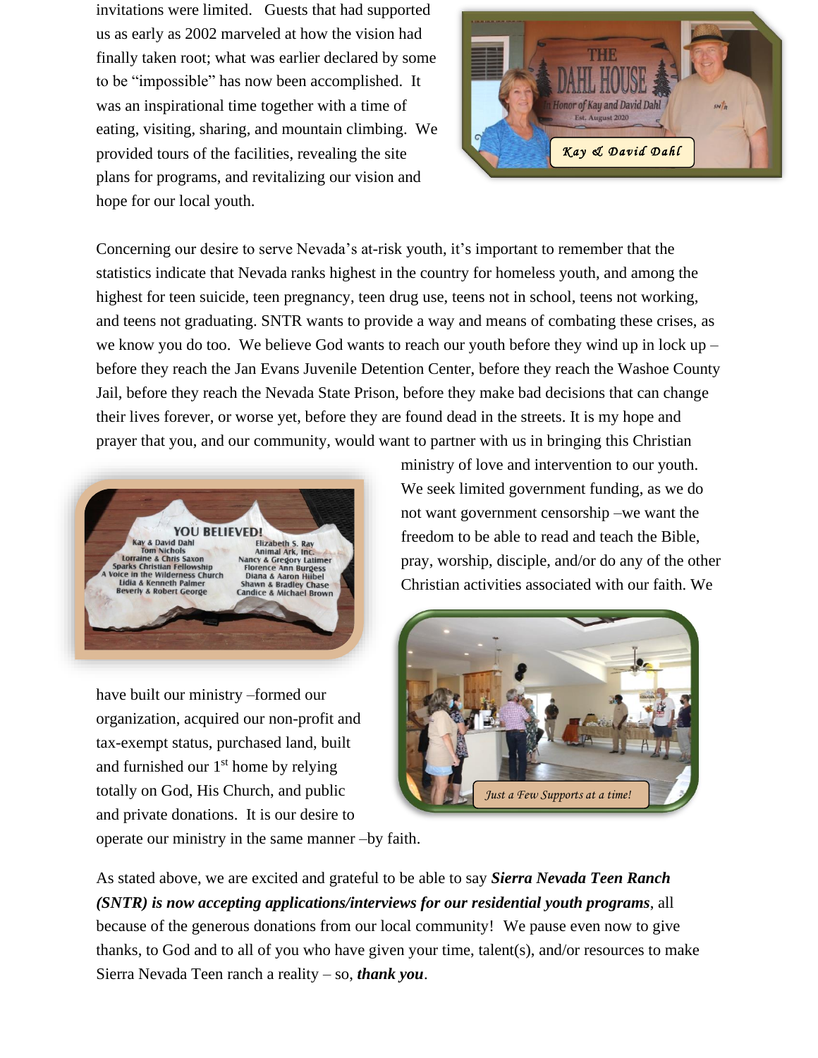invitations were limited. Guests that had supported us as early as 2002 marveled at how the vision had finally taken root; what was earlier declared by some to be "impossible" has now been accomplished. It was an inspirational time together with a time of eating, visiting, sharing, and mountain climbing. We provided tours of the facilities, revealing the site plans for programs, and revitalizing our vision and hope for our local youth.

*Kay & David Dahl*

Concerning our desire to serve Nevada's at-risk youth, it's important to remember that the statistics indicate that Nevada ranks highest in the country for homeless youth, and among the highest for teen suicide, teen pregnancy, teen drug use, teens not in school, teens not working, and teens not graduating. SNTR wants to provide a way and means of combating these crises, as we know you do too. We believe God wants to reach our youth before they wind up in lock up – before they reach the Jan Evans Juvenile Detention Center, before they reach the Washoe County Jail, before they reach the Nevada State Prison, before they make bad decisions that can change their lives forever, or worse yet, before they are found dead in the streets. It is my hope and prayer that you, and our community, would want to partner with us in bringing this Christian ministry of love and intervention to our youth. We seek limited government funding, as we do not want government censorship –we want the freedom to be able to read and teach the Bible, pray, worship, disciple, and/or do any of the other Christian activities associated with our faith. We have built our ministry –formed our organization, acquired our non-profit and tax-exempt status, purchased land, built and furnished our 1st home by relying totally on God, His Church, and public and private donations. It is our desire to operate our ministry in the same manner –by faith.

*Just a Few Supports at a time!*

As stated above, we are excited and grateful to be able to say ***Sierra Nevada Teen Ranch (SNTR) is now accepting applications/interviews for our residential youth programs***, all because of the generous donations from our local community! We pause even now to give thanks, to God and to all of you who have given your time, talent(s), and/or resources to make Sierra Nevada Teen ranch a reality – so, ***thank you***.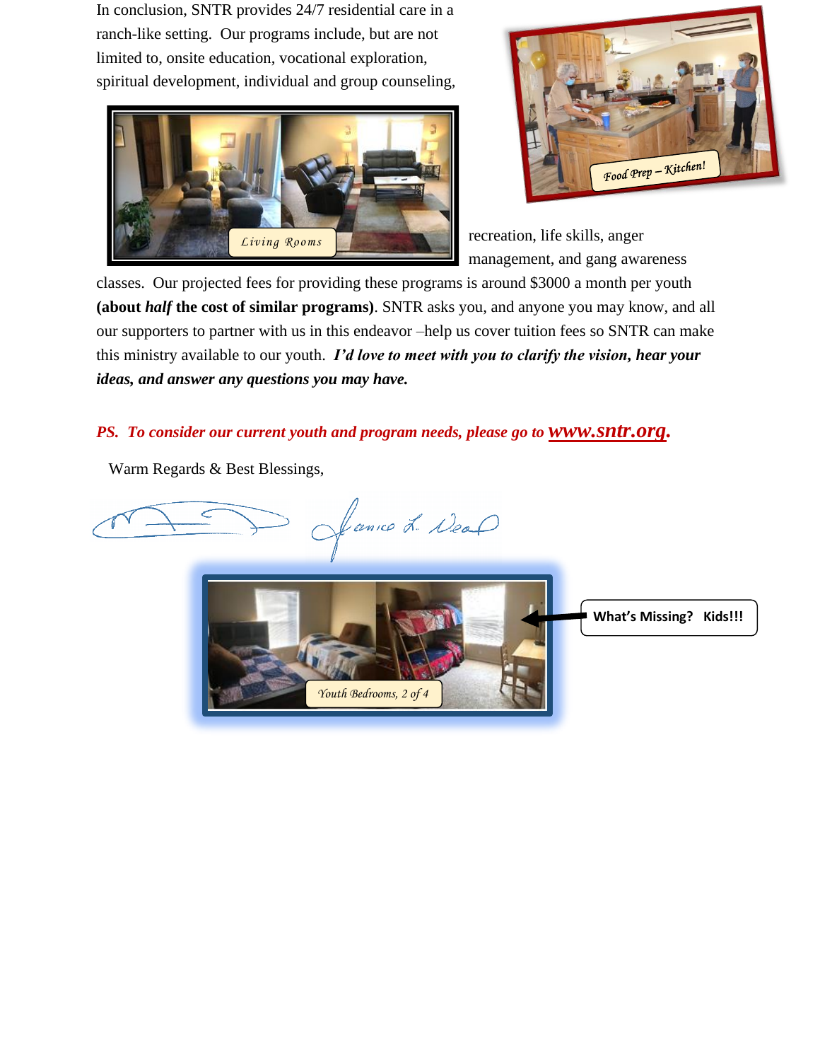In conclusion, SNTR provides 24/7 residential care in a ranch-like setting. Our programs include, but are not limited to, onsite education, vocational exploration, spiritual development, individual and group counseling, recreation, life skills, anger management, and gang awareness classes. Our projected fees for providing these programs is around $3000 a month per youth **(about *half* the cost of similar programs)**. SNTR asks you, and anyone you may know, and all our supporters to partner with us in this endeavor –help us cover tuition fees so SNTR can make this ministry available to our youth. ***I'd love to meet with you to clarify the vision, hear your ideas, and answer any questions you may have.***

Living Rooms

Food Prep – Kitchen!

***PS. To consider our current youth and program needs, please go to www.sntr.org.***

Warm Regards & Best Blessings,

Youth Bedrooms, 2 of 4

**What's Missing? Kids!!!**